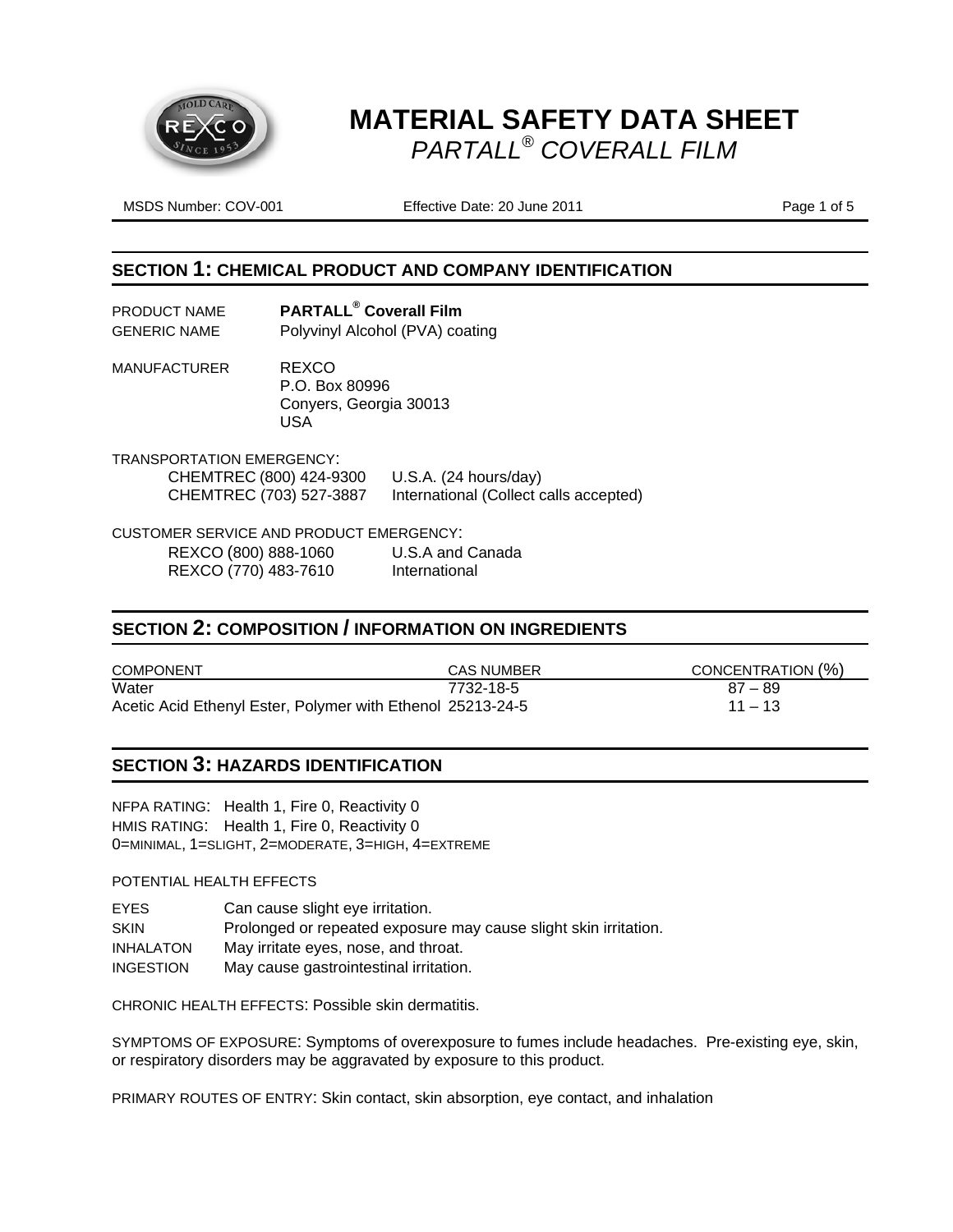# MATERIAL SAFETY DATA SHEET

*PARTALL® COVERALL FILM*

MSDS Number: COV-001 | Effective Date: 20 June 2011

## SECTION 1: CHEMICAL PRODUCT AND COMPANY IDENTIFICATION

PRODUCT NAME **PARTALL® Coverall Film**

GENERIC NAME Polyvinyl Alcohol (PVA) coating

MANUFACTURER REXCO
P.O. Box 80996
Conyers, Georgia 30013
USA

TRANSPORTATION EMERGENCY:

CHEMTREC (800) 424-9300 U.S.A. (24 hours/day)
CHEMTREC (703) 527-3887 International (Collect calls accepted)

CUSTOMER SERVICE AND PRODUCT EMERGENCY:

REXCO (800) 888-1060 U.S.A and Canada
REXCO (770) 483-7610 International

## SECTION 2: COMPOSITION / INFORMATION ON INGREDIENTS

| COMPONENT | CAS NUMBER | CONCENTRATION (%) |
|---|---|---|
| Water | 7732-18-5 | 87 – 89 |
| Acetic Acid Ethenyl Ester, Polymer with Ethenol | 25213-24-5 | 11 – 13 |

## SECTION 3: HAZARDS IDENTIFICATION

NFPA RATING: Health 1, Fire 0, Reactivity 0
HMIS RATING: Health 1, Fire 0, Reactivity 0
0=MINIMAL, 1=SLIGHT, 2=MODERATE, 3=HIGH, 4=EXTREME

POTENTIAL HEALTH EFFECTS

EYES Can cause slight eye irritation.
SKIN Prolonged or repeated exposure may cause slight skin irritation.
INHALATON May irritate eyes, nose, and throat.
INGESTION May cause gastrointestinal irritation.

CHRONIC HEALTH EFFECTS: Possible skin dermatitis.

SYMPTOMS OF EXPOSURE: Symptoms of overexposure to fumes include headaches. Pre-existing eye, skin, or respiratory disorders may be aggravated by exposure to this product.

PRIMARY ROUTES OF ENTRY: Skin contact, skin absorption, eye contact, and inhalation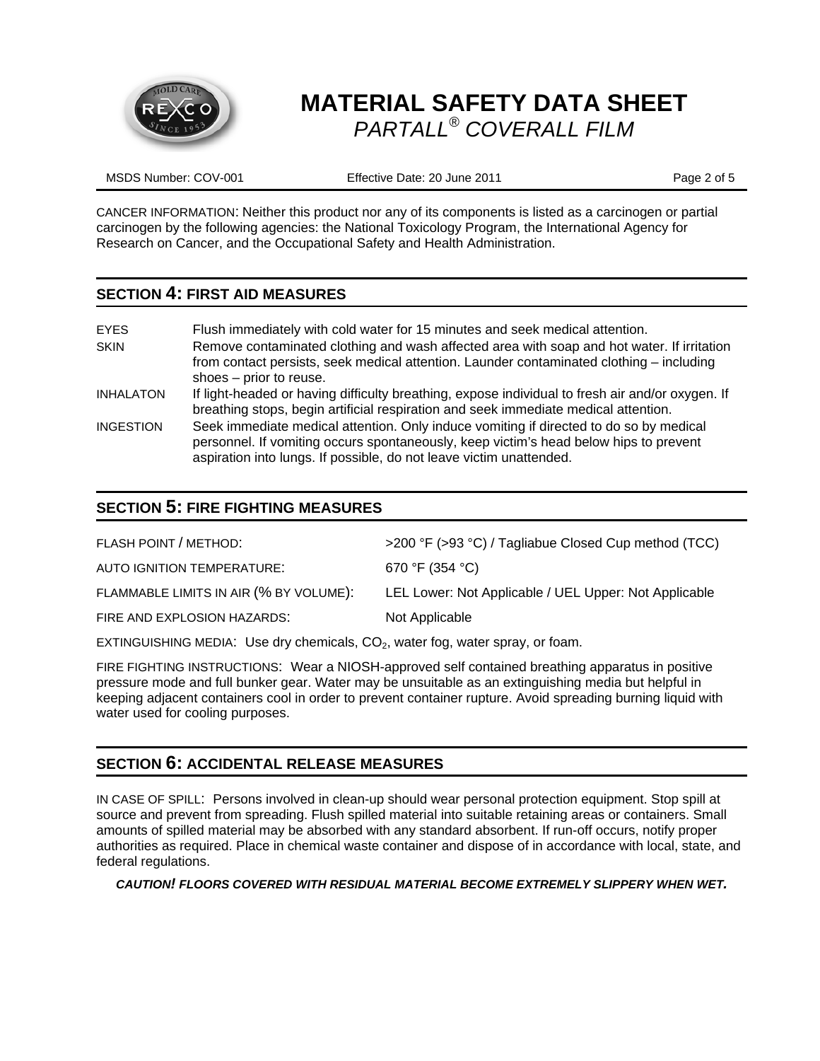CANCER INFORMATION: Neither this product nor any of its components is listed as a carcinogen or partial carcinogen by the following agencies: the National Toxicology Program, the International Agency for Research on Cancer, and the Occupational Safety and Health Administration.

## SECTION 4: FIRST AID MEASURES

| | |
|---|---|
| EYES | Flush immediately with cold water for 15 minutes and seek medical attention. |
| SKIN | Remove contaminated clothing and wash affected area with soap and hot water. If irritation from contact persists, seek medical attention. Launder contaminated clothing – including shoes – prior to reuse. |
| INHALATON | If light-headed or having difficulty breathing, expose individual to fresh air and/or oxygen. If breathing stops, begin artificial respiration and seek immediate medical attention. |
| INGESTION | Seek immediate medical attention. Only induce vomiting if directed to do so by medical personnel. If vomiting occurs spontaneously, keep victim's head below hips to prevent aspiration into lungs. If possible, do not leave victim unattended. |

## SECTION 5: FIRE FIGHTING MEASURES

| | |
|---|---|
| FLASH POINT / METHOD: | >200 °F (>93 °C) / Tagliabue Closed Cup method (TCC) |
| AUTO IGNITION TEMPERATURE: | 670 °F (354 °C) |
| FLAMMABLE LIMITS IN AIR (% BY VOLUME): | LEL Lower: Not Applicable / UEL Upper: Not Applicable |
| FIRE AND EXPLOSION HAZARDS: | Not Applicable |

EXTINGUISHING MEDIA: Use dry chemicals, $CO_2$, water fog, water spray, or foam.

FIRE FIGHTING INSTRUCTIONS: Wear a NIOSH-approved self contained breathing apparatus in positive pressure mode and full bunker gear. Water may be unsuitable as an extinguishing media but helpful in keeping adjacent containers cool in order to prevent container rupture. Avoid spreading burning liquid with water used for cooling purposes.

## SECTION 6: ACCIDENTAL RELEASE MEASURES

IN CASE OF SPILL: Persons involved in clean-up should wear personal protection equipment. Stop spill at source and prevent from spreading. Flush spilled material into suitable retaining areas or containers. Small amounts of spilled material may be absorbed with any standard absorbent. If run-off occurs, notify proper authorities as required. Place in chemical waste container and dispose of in accordance with local, state, and federal regulations.

***CAUTION! FLOORS COVERED WITH RESIDUAL MATERIAL BECOME EXTREMELY SLIPPERY WHEN WET.***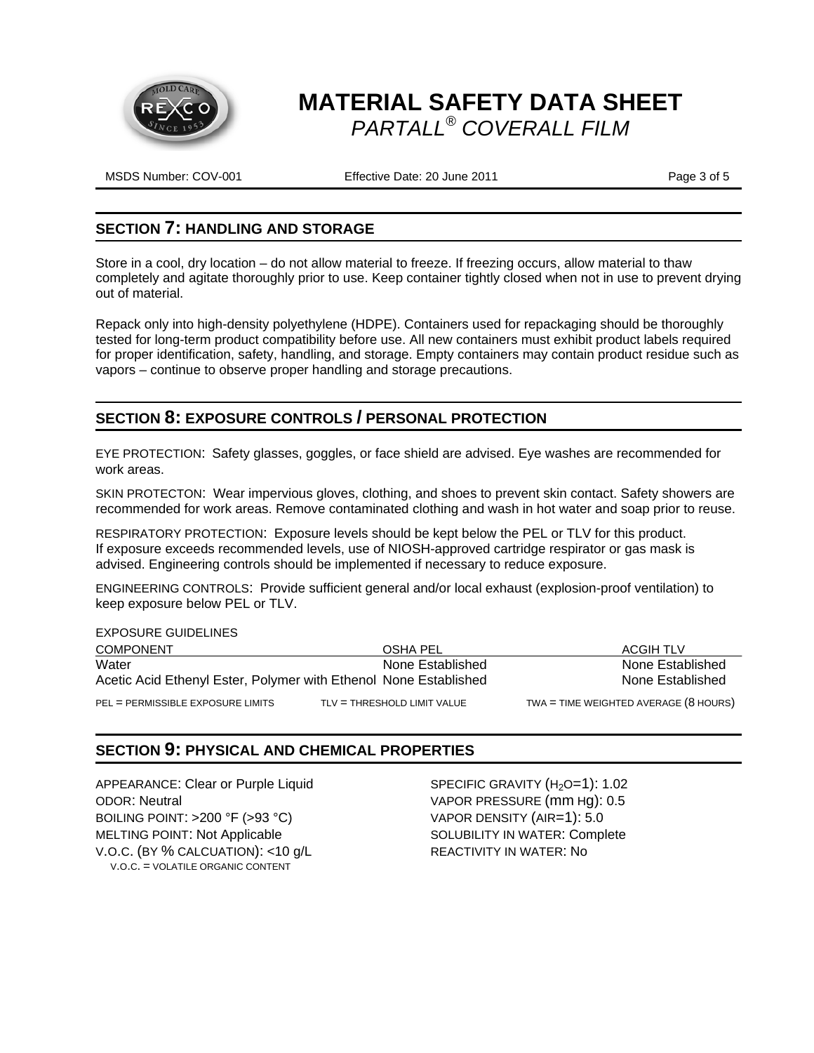# MATERIAL SAFETY DATA SHEET

*PARTALL® COVERALL FILM*

MSDS Number: COV-001 Effective Date: 20 June 2011

## SECTION 7: HANDLING AND STORAGE

Store in a cool, dry location – do not allow material to freeze. If freezing occurs, allow material to thaw completely and agitate thoroughly prior to use. Keep container tightly closed when not in use to prevent drying out of material.

Repack only into high-density polyethylene (HDPE). Containers used for repackaging should be thoroughly tested for long-term product compatibility before use. All new containers must exhibit product labels required for proper identification, safety, handling, and storage. Empty containers may contain product residue such as vapors – continue to observe proper handling and storage precautions.

## SECTION 8: EXPOSURE CONTROLS / PERSONAL PROTECTION

EYE PROTECTION: Safety glasses, goggles, or face shield are advised. Eye washes are recommended for work areas.

SKIN PROTECTON: Wear impervious gloves, clothing, and shoes to prevent skin contact. Safety showers are recommended for work areas. Remove contaminated clothing and wash in hot water and soap prior to reuse.

RESPIRATORY PROTECTION: Exposure levels should be kept below the PEL or TLV for this product. If exposure exceeds recommended levels, use of NIOSH-approved cartridge respirator or gas mask is advised. Engineering controls should be implemented if necessary to reduce exposure.

ENGINEERING CONTROLS: Provide sufficient general and/or local exhaust (explosion-proof ventilation) to keep exposure below PEL or TLV.

EXPOSURE GUIDELINES

| COMPONENT | OSHA PEL | ACGIH TLV |
|---|---|---|
| Water | None Established | None Established |
| Acetic Acid Ethenyl Ester, Polymer with Ethenol | None Established | None Established |

PEL = PERMISSIBLE EXPOSURE LIMITS TLV = THRESHOLD LIMIT VALUE TWA = TIME WEIGHTED AVERAGE (8 HOURS)

## SECTION 9: PHYSICAL AND CHEMICAL PROPERTIES

APPEARANCE: Clear or Purple Liquid
ODOR: Neutral
BOILING POINT: >200 °F (>93 °C)
MELTING POINT: Not Applicable
V.O.C. (BY % CALCUATION): <10 g/L
V.O.C. = VOLATILE ORGANIC CONTENT

SPECIFIC GRAVITY ($H_2O$=1): 1.02
VAPOR PRESSURE (mm Hg): 0.5
VAPOR DENSITY (AIR=1): 5.0
SOLUBILITY IN WATER: Complete
REACTIVITY IN WATER: No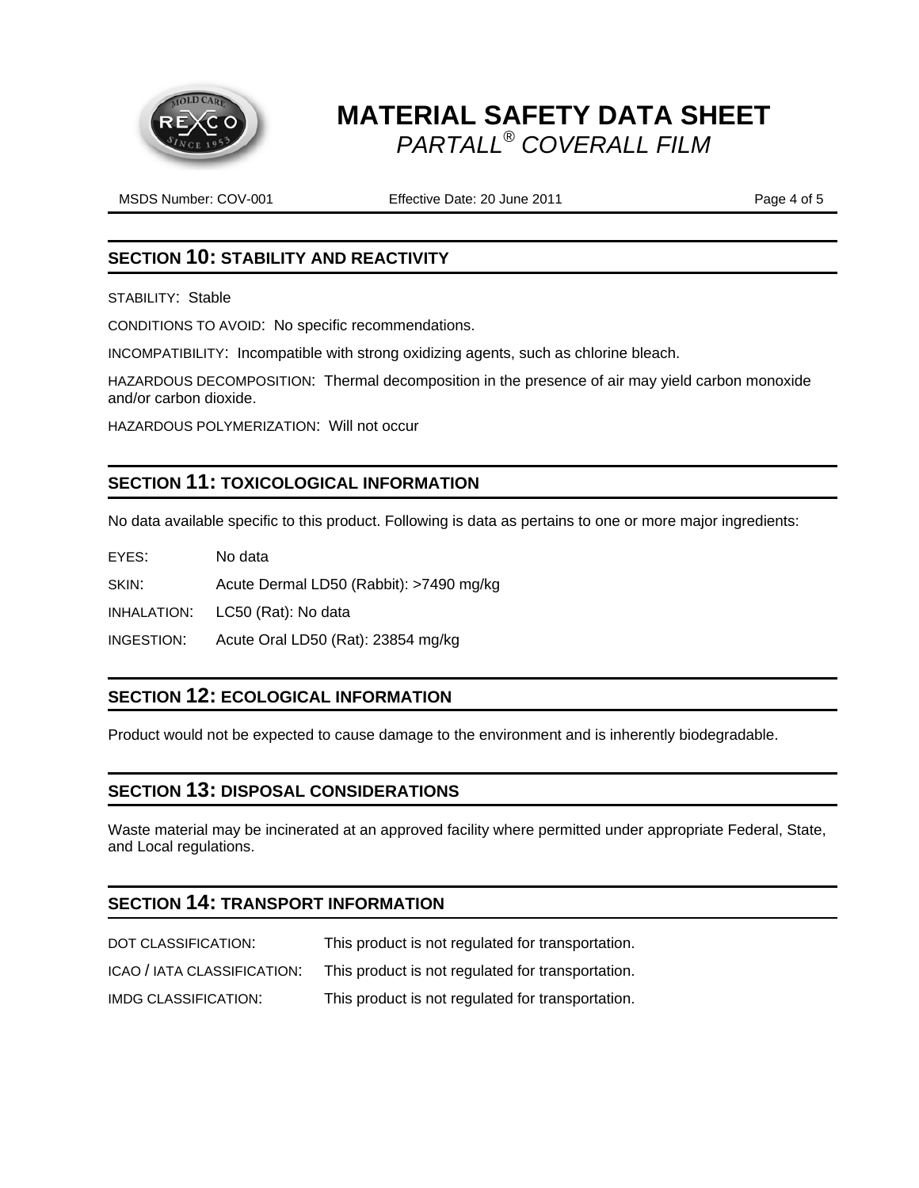## SECTION 10: STABILITY AND REACTIVITY

STABILITY: Stable

CONDITIONS TO AVOID: No specific recommendations.

INCOMPATIBILITY: Incompatible with strong oxidizing agents, such as chlorine bleach.

HAZARDOUS DECOMPOSITION: Thermal decomposition in the presence of air may yield carbon monoxide and/or carbon dioxide.

HAZARDOUS POLYMERIZATION: Will not occur

## SECTION 11: TOXICOLOGICAL INFORMATION

No data available specific to this product. Following is data as pertains to one or more major ingredients:

EYES: No data

SKIN: Acute Dermal LD50 (Rabbit): >7490 mg/kg

INHALATION: LC50 (Rat): No data

INGESTION: Acute Oral LD50 (Rat): 23854 mg/kg

## SECTION 12: ECOLOGICAL INFORMATION

Product would not be expected to cause damage to the environment and is inherently biodegradable.

## SECTION 13: DISPOSAL CONSIDERATIONS

Waste material may be incinerated at an approved facility where permitted under appropriate Federal, State, and Local regulations.

## SECTION 14: TRANSPORT INFORMATION

DOT CLASSIFICATION: This product is not regulated for transportation.

ICAO / IATA CLASSIFICATION: This product is not regulated for transportation.

IMDG CLASSIFICATION: This product is not regulated for transportation.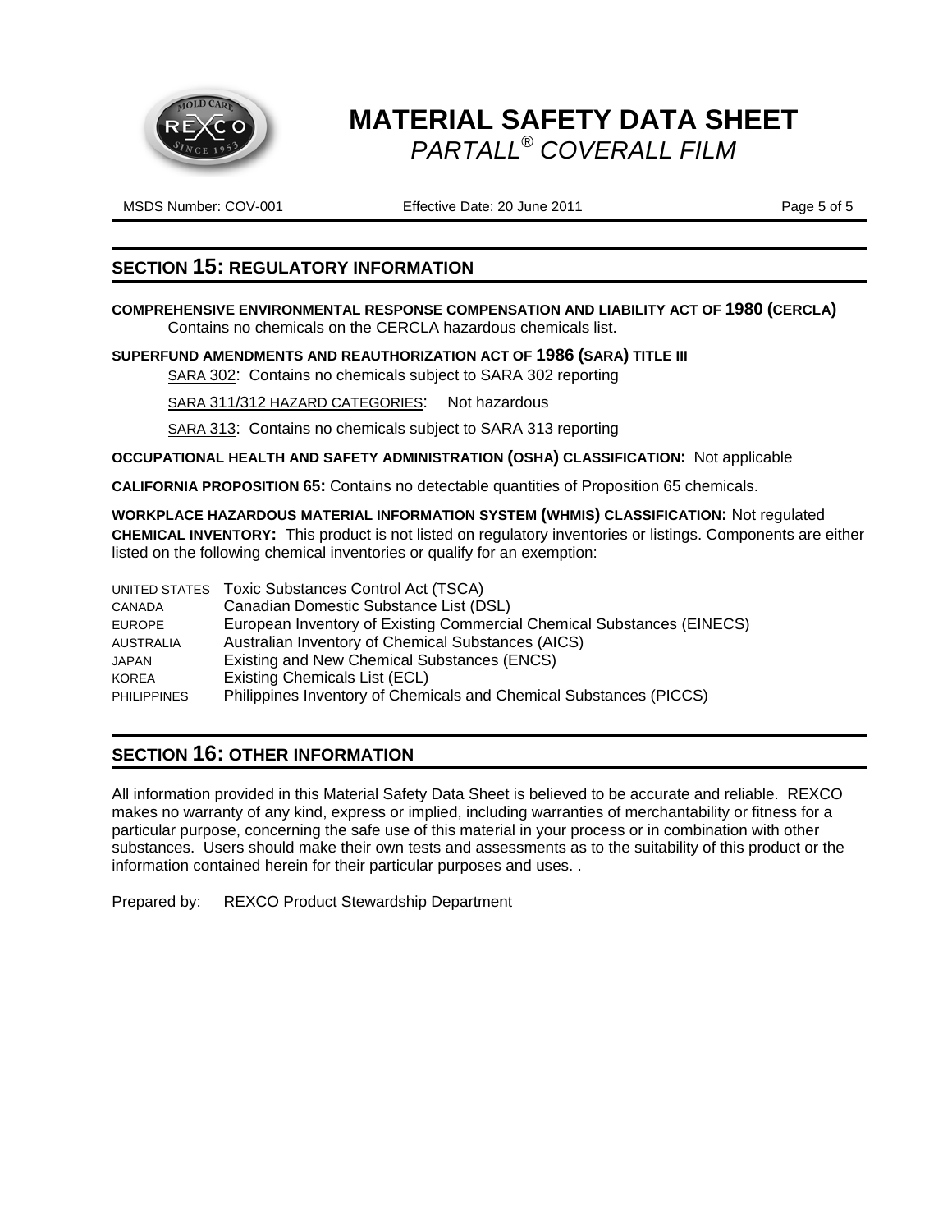## SECTION 15: REGULATORY INFORMATION

**COMPREHENSIVE ENVIRONMENTAL RESPONSE COMPENSATION AND LIABILITY ACT OF 1980 (CERCLA)**
Contains no chemicals on the CERCLA hazardous chemicals list.

**SUPERFUND AMENDMENTS AND REAUTHORIZATION ACT OF 1986 (SARA) TITLE III**

SARA 302: Contains no chemicals subject to SARA 302 reporting

SARA 311/312 HAZARD CATEGORIES: Not hazardous

SARA 313: Contains no chemicals subject to SARA 313 reporting

**OCCUPATIONAL HEALTH AND SAFETY ADMINISTRATION (OSHA) CLASSIFICATION:** Not applicable

**CALIFORNIA PROPOSITION 65:** Contains no detectable quantities of Proposition 65 chemicals.

**WORKPLACE HAZARDOUS MATERIAL INFORMATION SYSTEM (WHMIS) CLASSIFICATION:** Not regulated

**CHEMICAL INVENTORY:** This product is not listed on regulatory inventories or listings. Components are either listed on the following chemical inventories or qualify for an exemption:

| | |
|---|---|
| UNITED STATES | Toxic Substances Control Act (TSCA) |
| CANADA | Canadian Domestic Substance List (DSL) |
| EUROPE | European Inventory of Existing Commercial Chemical Substances (EINECS) |
| AUSTRALIA | Australian Inventory of Chemical Substances (AICS) |
| JAPAN | Existing and New Chemical Substances (ENCS) |
| KOREA | Existing Chemicals List (ECL) |
| PHILIPPINES | Philippines Inventory of Chemicals and Chemical Substances (PICCS) |

## SECTION 16: OTHER INFORMATION

All information provided in this Material Safety Data Sheet is believed to be accurate and reliable. REXCO makes no warranty of any kind, express or implied, including warranties of merchantability or fitness for a particular purpose, concerning the safe use of this material in your process or in combination with other substances. Users should make their own tests and assessments as to the suitability of this product or the information contained herein for their particular purposes and uses. .

Prepared by: REXCO Product Stewardship Department